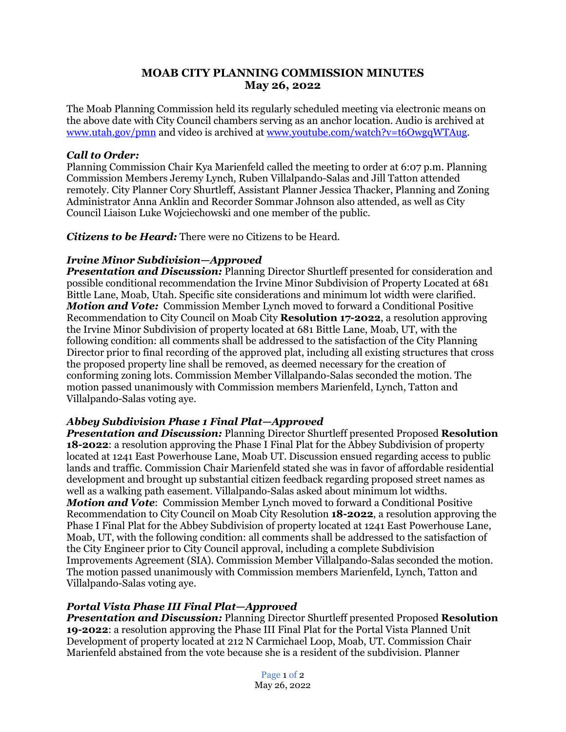# MOAB CITY PLANNING COMMISSION MINUTES
## May 26, 2022

The Moab Planning Commission held its regularly scheduled meeting via electronic means on the above date with City Council chambers serving as an anchor location. Audio is archived at www.utah.gov/pmn and video is archived at www.youtube.com/watch?v=t6OwgqWTAug.

### *Call to Order:*

Planning Commission Chair Kya Marienfeld called the meeting to order at 6:07 p.m. Planning Commission Members Jeremy Lynch, Ruben Villalpando-Salas and Jill Tatton attended remotely. City Planner Cory Shurtleff, Assistant Planner Jessica Thacker, Planning and Zoning Administrator Anna Anklin and Recorder Sommar Johnson also attended, as well as City Council Liaison Luke Wojciechowski and one member of the public.

***Citizens to be Heard:*** There were no Citizens to be Heard.

### *Irvine Minor Subdivision—Approved*

***Presentation and Discussion:*** Planning Director Shurtleff presented for consideration and possible conditional recommendation the Irvine Minor Subdivision of Property Located at 681 Bittle Lane, Moab, Utah. Specific site considerations and minimum lot width were clarified.
***Motion and Vote:*** Commission Member Lynch moved to forward a Conditional Positive Recommendation to City Council on Moab City **Resolution 17-2022**, a resolution approving the Irvine Minor Subdivision of property located at 681 Bittle Lane, Moab, UT, with the following condition: all comments shall be addressed to the satisfaction of the City Planning Director prior to final recording of the approved plat, including all existing structures that cross the proposed property line shall be removed, as deemed necessary for the creation of conforming zoning lots. Commission Member Villalpando-Salas seconded the motion. The motion passed unanimously with Commission members Marienfeld, Lynch, Tatton and Villalpando-Salas voting aye.

### *Abbey Subdivision Phase 1 Final Plat—Approved*

***Presentation and Discussion:*** Planning Director Shurtleff presented Proposed **Resolution 18-2022**: a resolution approving the Phase I Final Plat for the Abbey Subdivision of property located at 1241 East Powerhouse Lane, Moab UT. Discussion ensued regarding access to public lands and traffic. Commission Chair Marienfeld stated she was in favor of affordable residential development and brought up substantial citizen feedback regarding proposed street names as well as a walking path easement. Villalpando-Salas asked about minimum lot widths.
***Motion and Vote***: Commission Member Lynch moved to forward a Conditional Positive Recommendation to City Council on Moab City Resolution **18-2022**, a resolution approving the Phase I Final Plat for the Abbey Subdivision of property located at 1241 East Powerhouse Lane, Moab, UT, with the following condition: all comments shall be addressed to the satisfaction of the City Engineer prior to City Council approval, including a complete Subdivision Improvements Agreement (SIA). Commission Member Villalpando-Salas seconded the motion. The motion passed unanimously with Commission members Marienfeld, Lynch, Tatton and Villalpando-Salas voting aye.

### *Portal Vista Phase III Final Plat—Approved*

***Presentation and Discussion:*** Planning Director Shurtleff presented Proposed **Resolution 19-2022**: a resolution approving the Phase III Final Plat for the Portal Vista Planned Unit Development of property located at 212 N Carmichael Loop, Moab, UT. Commission Chair Marienfeld abstained from the vote because she is a resident of the subdivision. Planner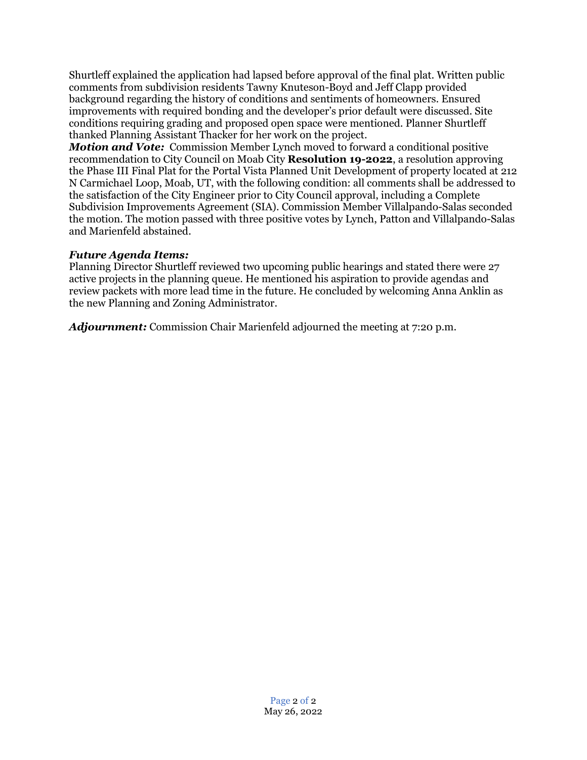Shurtleff explained the application had lapsed before approval of the final plat. Written public comments from subdivision residents Tawny Knuteson-Boyd and Jeff Clapp provided background regarding the history of conditions and sentiments of homeowners. Ensured improvements with required bonding and the developer's prior default were discussed. Site conditions requiring grading and proposed open space were mentioned. Planner Shurtleff thanked Planning Assistant Thacker for her work on the project.

***Motion and Vote:*** Commission Member Lynch moved to forward a conditional positive recommendation to City Council on Moab City **Resolution 19-2022**, a resolution approving the Phase III Final Plat for the Portal Vista Planned Unit Development of property located at 212 N Carmichael Loop, Moab, UT, with the following condition: all comments shall be addressed to the satisfaction of the City Engineer prior to City Council approval, including a Complete Subdivision Improvements Agreement (SIA). Commission Member Villalpando-Salas seconded the motion. The motion passed with three positive votes by Lynch, Patton and Villalpando-Salas and Marienfeld abstained.

***Future Agenda Items:***

Planning Director Shurtleff reviewed two upcoming public hearings and stated there were 27 active projects in the planning queue. He mentioned his aspiration to provide agendas and review packets with more lead time in the future. He concluded by welcoming Anna Anklin as the new Planning and Zoning Administrator.

***Adjournment:*** Commission Chair Marienfeld adjourned the meeting at 7:20 p.m.

May 26, 2022